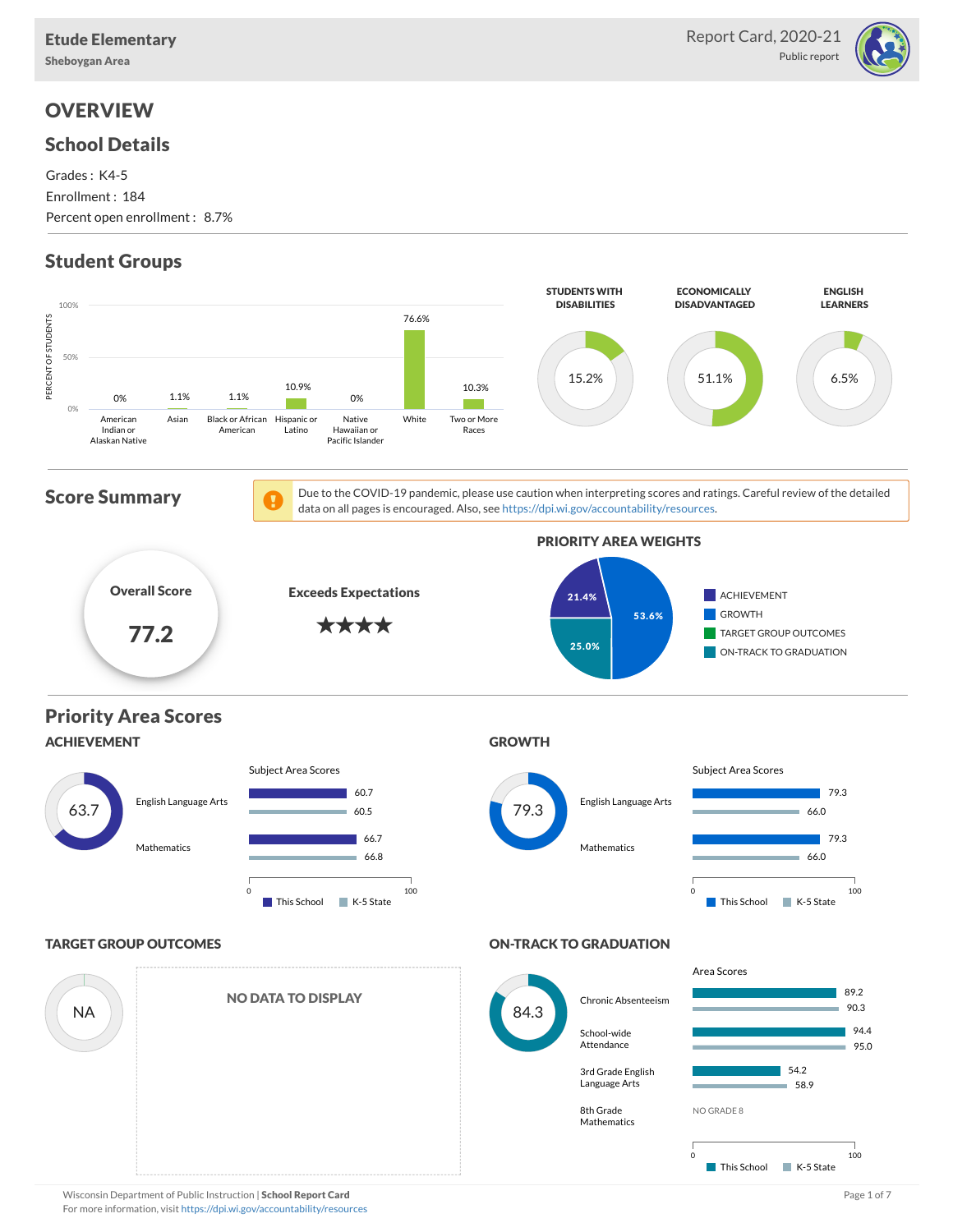# Etude Elementary

**Sheboygan Area**

Report Card, 2020-21

Public report

## OVERVIEW

### School Details

Grades : K4-5

Enrollment : 184

Percent open enrollment : 8.7%

### Student Groups

| American Indian or Alaskan Native | Asian | Black or African American | Hispanic or Latino | Native Hawaiian or Pacific Islander | White | Two or More Races |
|---|---|---|---|---|---|---|
| 0% | 1.1% | 1.1% | 10.9% | 0% | 76.6% | 10.3% |

| STUDENTS WITH DISABILITIES | ECONOMICALLY DISADVANTAGED | ENGLISH LEARNERS |
|---|---|---|
| 15.2% | 51.1% | 6.5% |

### Score Summary

Due to the COVID-19 pandemic, please use caution when interpreting scores and ratings. Careful review of the detailed data on all pages is encouraged. Also, see https://dpi.wi.gov/accountability/resources.

**Overall Score**

**77.2**

**Exceeds Expectations**

★★★★

**PRIORITY AREA WEIGHTS**

| Priority Area | Weight |
|---|---|
| ACHIEVEMENT | 21.4% |
| GROWTH | 53.6% |
| TARGET GROUP OUTCOMES | |
| ON-TRACK TO GRADUATION | 25.0% |

### Priority Area Scores

#### ACHIEVEMENT

63.7

Subject Area Scores

| Subject | This School | K-5 State |
|---|---|---|
| English Language Arts | 60.7 | 60.5 |
| Mathematics | 66.7 | 66.8 |

#### GROWTH

79.3

Subject Area Scores

| Subject | This School | K-5 State |
|---|---|---|
| English Language Arts | 79.3 | 66.0 |
| Mathematics | 79.3 | 66.0 |

#### TARGET GROUP OUTCOMES

NA

NO DATA TO DISPLAY

#### ON-TRACK TO GRADUATION

84.3

Area Scores

| Area | This School | K-5 State |
|---|---|---|
| Chronic Absenteeism | 89.2 | 90.3 |
| School-wide Attendance | 94.4 | 95.0 |
| 3rd Grade English Language Arts | 54.2 | 58.9 |
| 8th Grade Mathematics | NO GRADE 8 | |

Wisconsin Department of Public Instruction | **School Report Card**

For more information, visit https://dpi.wi.gov/accountability/resources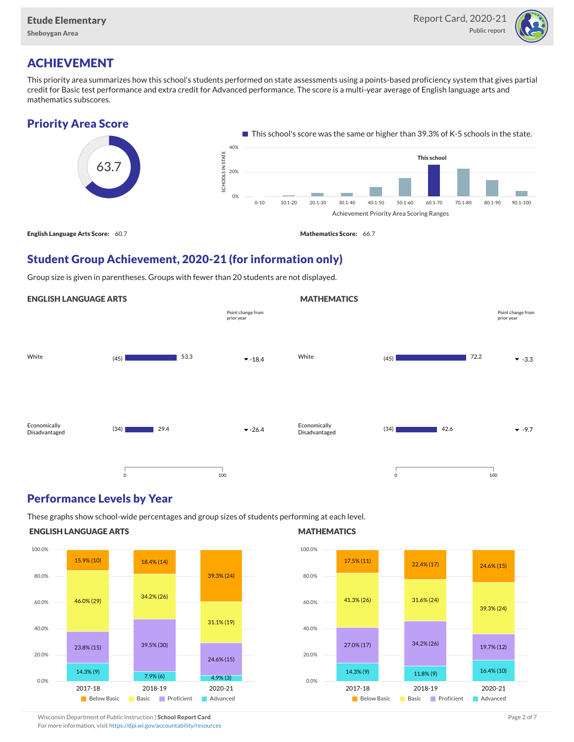# ACHIEVEMENT

This priority area summarizes how this school's students performed on state assessments using a points-based proficiency system that gives partial credit for Basic test performance and extra credit for Advanced performance. The score is a multi-year average of English language arts and mathematics subscores.

## Priority Area Score

63.7

This school's score was the same or higher than 39.3% of K-5 schools in the state.

**English Language Arts Score:** 60.7

**Mathematics Score:** 66.7

## Student Group Achievement, 2020-21 (for information only)

Group size is given in parentheses. Groups with fewer than 20 students are not displayed.

### ENGLISH LANGUAGE ARTS

| Group | Size | Score | Point change from prior year |
|---|---|---|---|
| White | (45) | 53.3 | -18.4 |
| Economically Disadvantaged | (34) | 29.4 | -26.4 |

### MATHEMATICS

| Group | Size | Score | Point change from prior year |
|---|---|---|---|
| White | (45) | 72.2 | -3.3 |
| Economically Disadvantaged | (34) | 42.6 | -9.7 |

## Performance Levels by Year

These graphs show school-wide percentages and group sizes of students performing at each level.

### ENGLISH LANGUAGE ARTS

| Level | 2017-18 | 2018-19 | 2020-21 |
|---|---|---|---|
| Below Basic | 15.9% (10) | 18.4% (14) | 39.3% (24) |
| Basic | 46.0% (29) | 34.2% (26) | 31.1% (19) |
| Proficient | 23.8% (15) | 39.5% (30) | 24.6% (15) |
| Advanced | 14.3% (9) | 7.9% (6) | 4.9% (3) |

### MATHEMATICS

| Level | 2017-18 | 2018-19 | 2020-21 |
|---|---|---|---|
| Below Basic | 17.5% (11) | 22.4% (17) | 24.6% (15) |
| Basic | 41.3% (26) | 31.6% (24) | 39.3% (24) |
| Proficient | 27.0% (17) | 34.2% (26) | 19.7% (12) |
| Advanced | 14.3% (9) | 11.8% (9) | 16.4% (10) |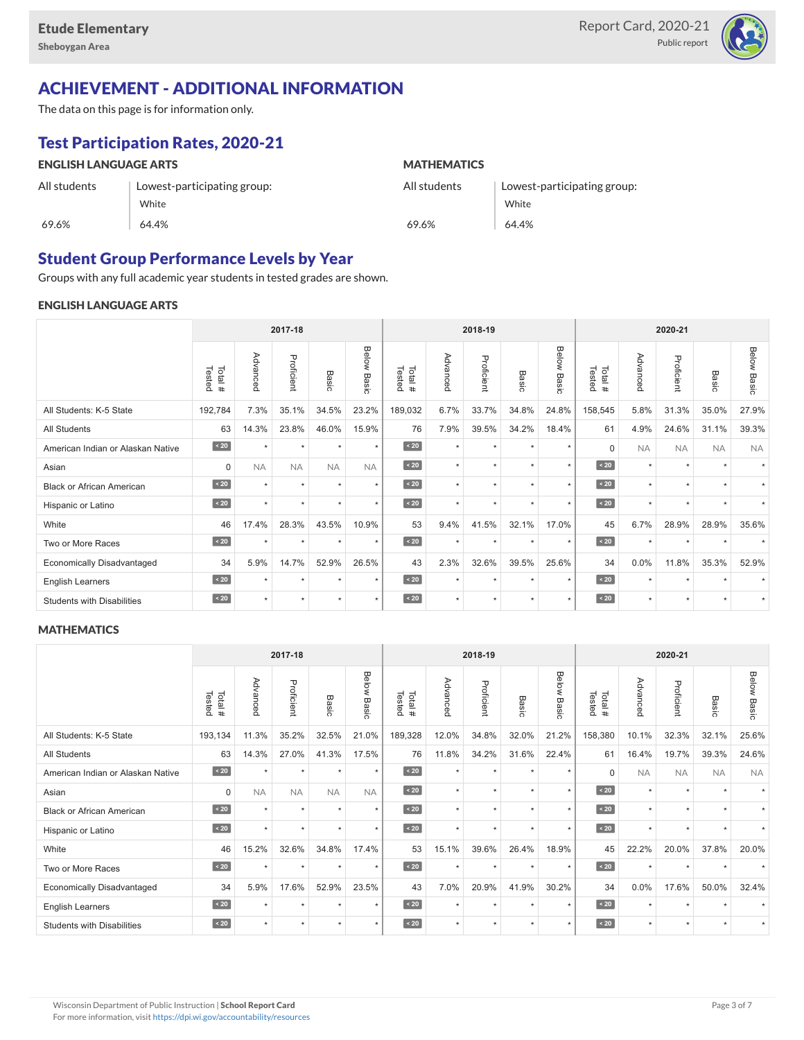## ACHIEVEMENT - ADDITIONAL INFORMATION

The data on this page is for information only.

### Test Participation Rates, 2020-21

**ENGLISH LANGUAGE ARTS**

| All students | Lowest-participating group: White |
|---|---|
| 69.6% | 64.4% |

**MATHEMATICS**

| All students | Lowest-participating group: White |
|---|---|
| 69.6% | 64.4% |

### Student Group Performance Levels by Year

Groups with any full academic year students in tested grades are shown.

**ENGLISH LANGUAGE ARTS**

| | 2017-18 | | | | | 2018-19 | | | | | 2020-21 | | | | |
|---|---|---|---|---|---|---|---|---|---|---|---|---|---|---|---|
| | Total # Tested | Advanced | Proficient | Basic | Below Basic | Total # Tested | Advanced | Proficient | Basic | Below Basic | Total # Tested | Advanced | Proficient | Basic | Below Basic |
| All Students: K-5 State | 192,784 | 7.3% | 35.1% | 34.5% | 23.2% | 189,032 | 6.7% | 33.7% | 34.8% | 24.8% | 158,545 | 5.8% | 31.3% | 35.0% | 27.9% |
| All Students | 63 | 14.3% | 23.8% | 46.0% | 15.9% | 76 | 7.9% | 39.5% | 34.2% | 18.4% | 61 | 4.9% | 24.6% | 31.1% | 39.3% |
| American Indian or Alaskan Native | < 20 | * | * | * | * | < 20 | * | * | * | * | 0 | NA | NA | NA | NA |
| Asian | 0 | NA | NA | NA | NA | < 20 | * | * | * | * | < 20 | * | * | * | * |
| Black or African American | < 20 | * | * | * | * | < 20 | * | * | * | * | < 20 | * | * | * | * |
| Hispanic or Latino | < 20 | * | * | * | * | < 20 | * | * | * | * | < 20 | * | * | * | * |
| White | 46 | 17.4% | 28.3% | 43.5% | 10.9% | 53 | 9.4% | 41.5% | 32.1% | 17.0% | 45 | 6.7% | 28.9% | 28.9% | 35.6% |
| Two or More Races | < 20 | * | * | * | * | < 20 | * | * | * | * | < 20 | * | * | * | * |
| Economically Disadvantaged | 34 | 5.9% | 14.7% | 52.9% | 26.5% | 43 | 2.3% | 32.6% | 39.5% | 25.6% | 34 | 0.0% | 11.8% | 35.3% | 52.9% |
| English Learners | < 20 | * | * | * | * | < 20 | * | * | * | * | < 20 | * | * | * | * |
| Students with Disabilities | < 20 | * | * | * | * | < 20 | * | * | * | * | < 20 | * | * | * | * |

**MATHEMATICS**

| | 2017-18 | | | | | 2018-19 | | | | | 2020-21 | | | | |
|---|---|---|---|---|---|---|---|---|---|---|---|---|---|---|---|
| | Total # Tested | Advanced | Proficient | Basic | Below Basic | Total # Tested | Advanced | Proficient | Basic | Below Basic | Total # Tested | Advanced | Proficient | Basic | Below Basic |
| All Students: K-5 State | 193,134 | 11.3% | 35.2% | 32.5% | 21.0% | 189,328 | 12.0% | 34.8% | 32.0% | 21.2% | 158,380 | 10.1% | 32.3% | 32.1% | 25.6% |
| All Students | 63 | 14.3% | 27.0% | 41.3% | 17.5% | 76 | 11.8% | 34.2% | 31.6% | 22.4% | 61 | 16.4% | 19.7% | 39.3% | 24.6% |
| American Indian or Alaskan Native | < 20 | * | * | * | * | < 20 | * | * | * | * | 0 | NA | NA | NA | NA |
| Asian | 0 | NA | NA | NA | NA | < 20 | * | * | * | * | < 20 | * | * | * | * |
| Black or African American | < 20 | * | * | * | * | < 20 | * | * | * | * | < 20 | * | * | * | * |
| Hispanic or Latino | < 20 | * | * | * | * | < 20 | * | * | * | * | < 20 | * | * | * | * |
| White | 46 | 15.2% | 32.6% | 34.8% | 17.4% | 53 | 15.1% | 39.6% | 26.4% | 18.9% | 45 | 22.2% | 20.0% | 37.8% | 20.0% |
| Two or More Races | < 20 | * | * | * | * | < 20 | * | * | * | * | < 20 | * | * | * | * |
| Economically Disadvantaged | 34 | 5.9% | 17.6% | 52.9% | 23.5% | 43 | 7.0% | 20.9% | 41.9% | 30.2% | 34 | 0.0% | 17.6% | 50.0% | 32.4% |
| English Learners | < 20 | * | * | * | * | < 20 | * | * | * | * | < 20 | * | * | * | * |
| Students with Disabilities | < 20 | * | * | * | * | < 20 | * | * | * | * | < 20 | * | * | * | * |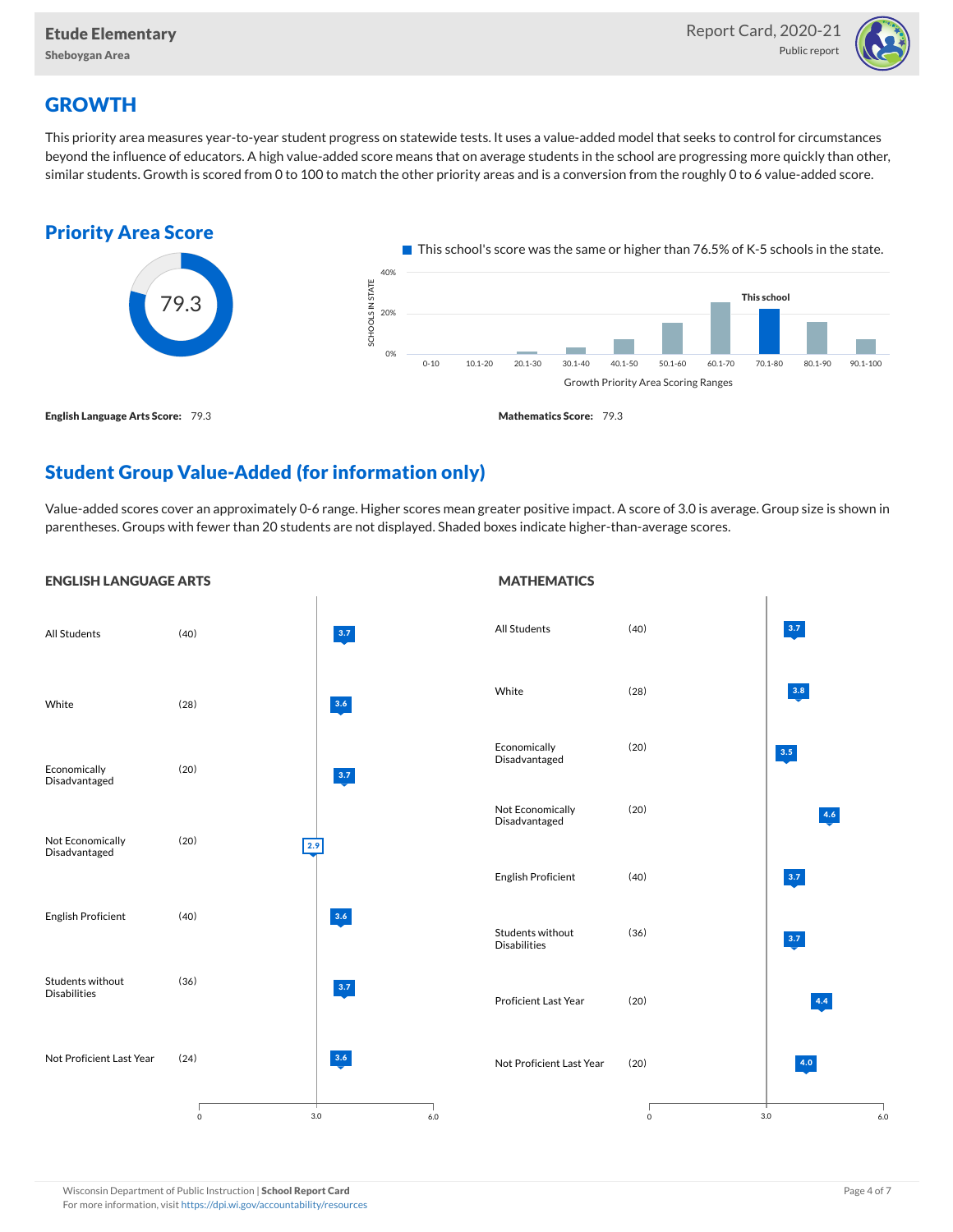# GROWTH

This priority area measures year-to-year student progress on statewide tests. It uses a value-added model that seeks to control for circumstances beyond the influence of educators. A high value-added score means that on average students in the school are progressing more quickly than other, similar students. Growth is scored from 0 to 100 to match the other priority areas and is a conversion from the roughly 0 to 6 value-added score.

## Priority Area Score

79.3

This school's score was the same or higher than 76.5% of K-5 schools in the state.

Growth Priority Area Scoring Ranges: 0-10, 10.1-20, 20.1-30, 30.1-40, 40.1-50, 50.1-60, 60.1-70, 70.1-80 (This school), 80.1-90, 90.1-100

**English Language Arts Score:** 79.3

**Mathematics Score:** 79.3

## Student Group Value-Added (for information only)

Value-added scores cover an approximately 0-6 range. Higher scores mean greater positive impact. A score of 3.0 is average. Group size is shown in parentheses. Groups with fewer than 20 students are not displayed. Shaded boxes indicate higher-than-average scores.

### ENGLISH LANGUAGE ARTS

| Group | Size | Value-Added |
|---|---|---|
| All Students | (40) | 3.7 |
| White | (28) | 3.6 |
| Economically Disadvantaged | (20) | 3.7 |
| Not Economically Disadvantaged | (20) | 2.9 |
| English Proficient | (40) | 3.6 |
| Students without Disabilities | (36) | 3.7 |
| Not Proficient Last Year | (24) | 3.6 |

### MATHEMATICS

| Group | Size | Value-Added |
|---|---|---|
| All Students | (40) | 3.7 |
| White | (28) | 3.8 |
| Economically Disadvantaged | (20) | 3.5 |
| Not Economically Disadvantaged | (20) | 4.6 |
| English Proficient | (40) | 3.7 |
| Students without Disabilities | (36) | 3.7 |
| Proficient Last Year | (20) | 4.4 |
| Not Proficient Last Year | (20) | 4.0 |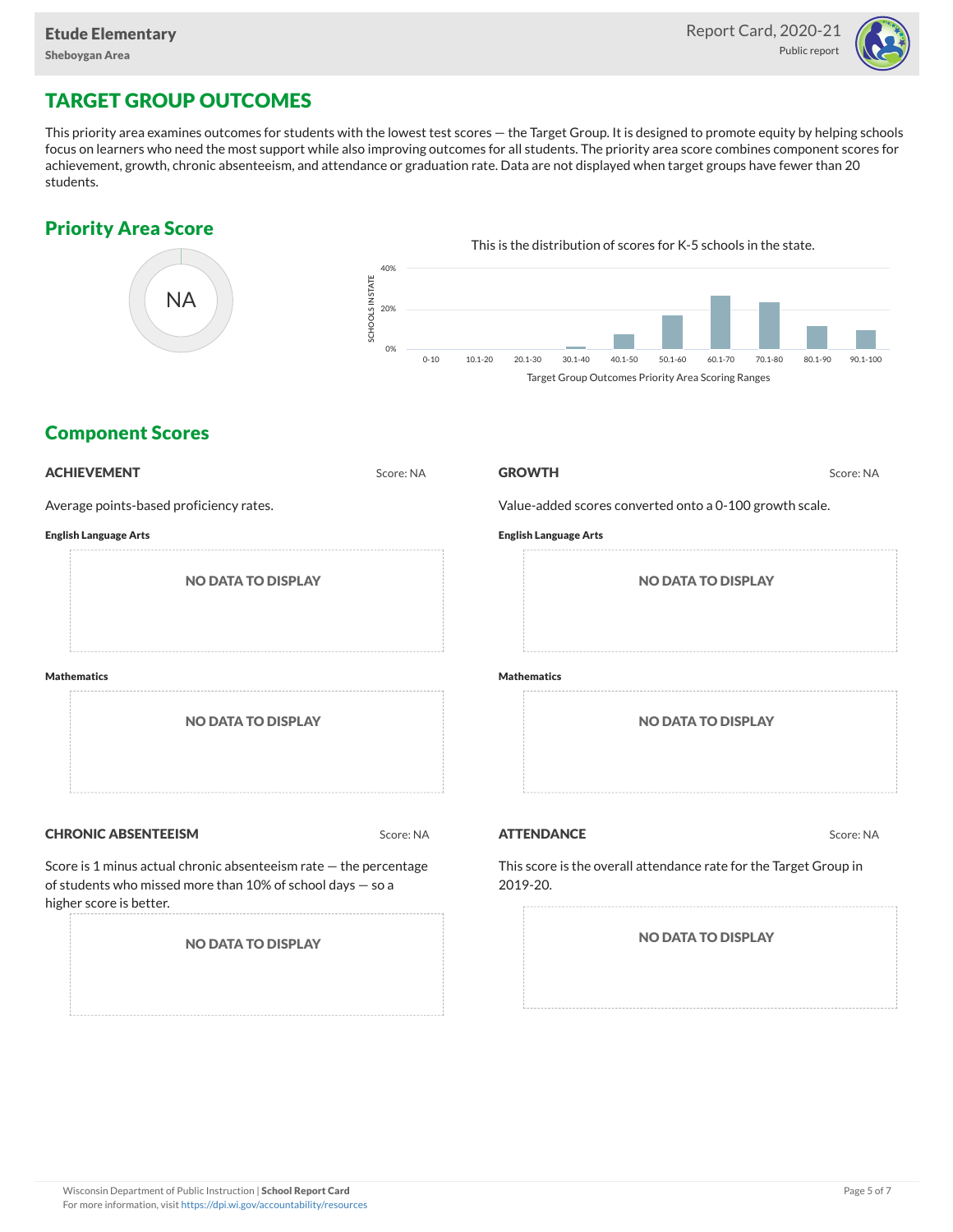# TARGET GROUP OUTCOMES

This priority area examines outcomes for students with the lowest test scores — the Target Group. It is designed to promote equity by helping schools focus on learners who need the most support while also improving outcomes for all students. The priority area score combines component scores for achievement, growth, chronic absenteeism, and attendance or graduation rate. Data are not displayed when target groups have fewer than 20 students.

## Priority Area Score

NA

This is the distribution of scores for K-5 schools in the state.

Target Group Outcomes Priority Area Scoring Ranges

## Component Scores

### ACHIEVEMENT

Score: NA

Average points-based proficiency rates.

**English Language Arts**

NO DATA TO DISPLAY

**Mathematics**

NO DATA TO DISPLAY

### GROWTH

Score: NA

Value-added scores converted onto a 0-100 growth scale.

**English Language Arts**

NO DATA TO DISPLAY

**Mathematics**

NO DATA TO DISPLAY

### CHRONIC ABSENTEEISM

Score: NA

Score is 1 minus actual chronic absenteeism rate — the percentage of students who missed more than 10% of school days — so a higher score is better.

NO DATA TO DISPLAY

### ATTENDANCE

Score: NA

This score is the overall attendance rate for the Target Group in 2019-20.

NO DATA TO DISPLAY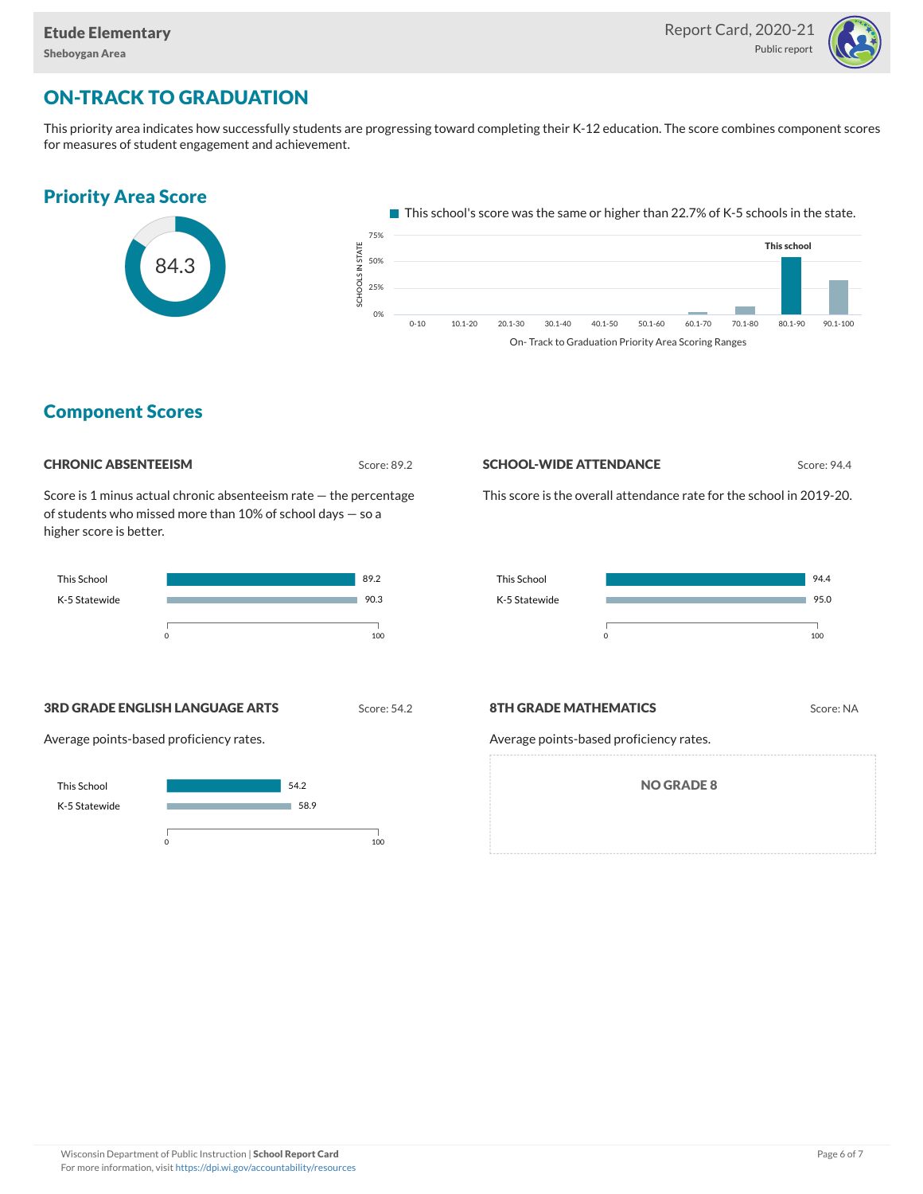# ON-TRACK TO GRADUATION

This priority area indicates how successfully students are progressing toward completing their K-12 education. The score combines component scores for measures of student engagement and achievement.

## Priority Area Score

84.3

This school's score was the same or higher than 22.7% of K-5 schools in the state.

On- Track to Graduation Priority Area Scoring Ranges

## Component Scores

### CHRONIC ABSENTEEISM

Score: 89.2

Score is 1 minus actual chronic absenteeism rate — the percentage of students who missed more than 10% of school days — so a higher score is better.

| | Score |
|---|---|
| This School | 89.2 |
| K-5 Statewide | 90.3 |

### SCHOOL-WIDE ATTENDANCE

Score: 94.4

This score is the overall attendance rate for the school in 2019-20.

| | Score |
|---|---|
| This School | 94.4 |
| K-5 Statewide | 95.0 |

### 3RD GRADE ENGLISH LANGUAGE ARTS

Score: 54.2

Average points-based proficiency rates.

| | Score |
|---|---|
| This School | 54.2 |
| K-5 Statewide | 58.9 |

### 8TH GRADE MATHEMATICS

Score: NA

Average points-based proficiency rates.

NO GRADE 8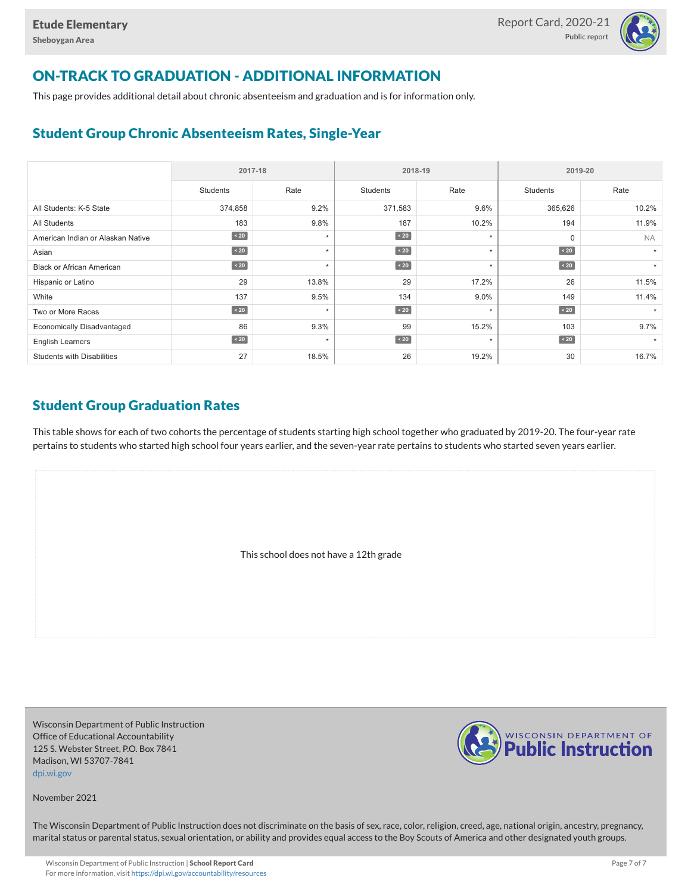## ON-TRACK TO GRADUATION - ADDITIONAL INFORMATION

This page provides additional detail about chronic absenteeism and graduation and is for information only.

### Student Group Chronic Absenteeism Rates, Single-Year

| | 2017-18 | | 2018-19 | | 2019-20 | |
|---|---|---|---|---|---|---|
| | Students | Rate | Students | Rate | Students | Rate |
| All Students: K-5 State | 374,858 | 9.2% | 371,583 | 9.6% | 365,626 | 10.2% |
| All Students | 183 | 9.8% | 187 | 10.2% | 194 | 11.9% |
| American Indian or Alaskan Native | < 20 | * | < 20 | * | 0 | NA |
| Asian | < 20 | * | < 20 | * | < 20 | * |
| Black or African American | < 20 | * | < 20 | * | < 20 | * |
| Hispanic or Latino | 29 | 13.8% | 29 | 17.2% | 26 | 11.5% |
| White | 137 | 9.5% | 134 | 9.0% | 149 | 11.4% |
| Two or More Races | < 20 | * | < 20 | * | < 20 | * |
| Economically Disadvantaged | 86 | 9.3% | 99 | 15.2% | 103 | 9.7% |
| English Learners | < 20 | * | < 20 | * | < 20 | * |
| Students with Disabilities | 27 | 18.5% | 26 | 19.2% | 30 | 16.7% |

### Student Group Graduation Rates

This table shows for each of two cohorts the percentage of students starting high school together who graduated by 2019-20. The four-year rate pertains to students who started high school four years earlier, and the seven-year rate pertains to students who started seven years earlier.

This school does not have a 12th grade

Wisconsin Department of Public Instruction
Office of Educational Accountability
125 S. Webster Street, P.O. Box 7841
Madison, WI 53707-7841
dpi.wi.gov

November 2021

The Wisconsin Department of Public Instruction does not discriminate on the basis of sex, race, color, religion, creed, age, national origin, ancestry, pregnancy, marital status or parental status, sexual orientation, or ability and provides equal access to the Boy Scouts of America and other designated youth groups.